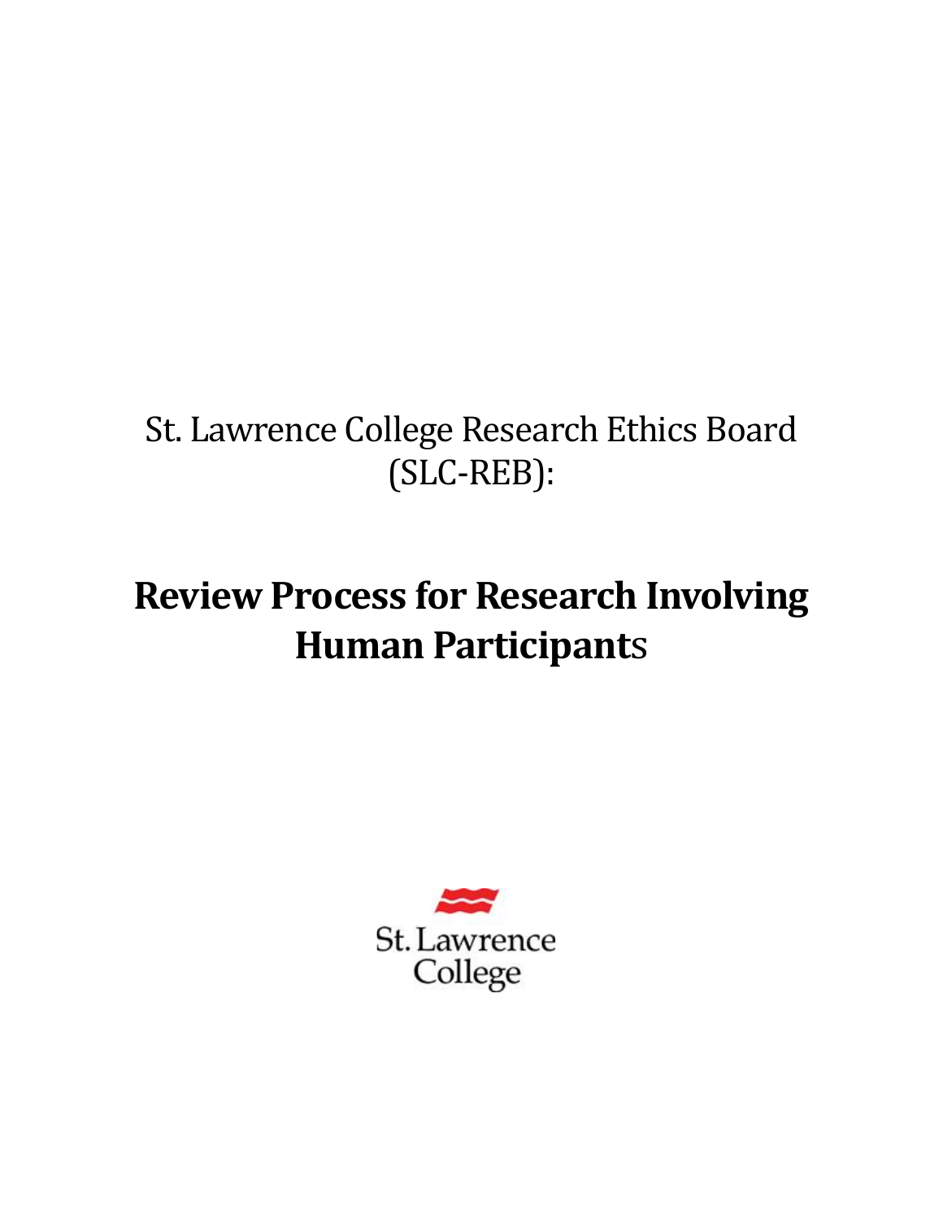St. Lawrence College Research Ethics Board (SLC-REB):

# Review Process for Research Involving Human Participants

St. Lawrence College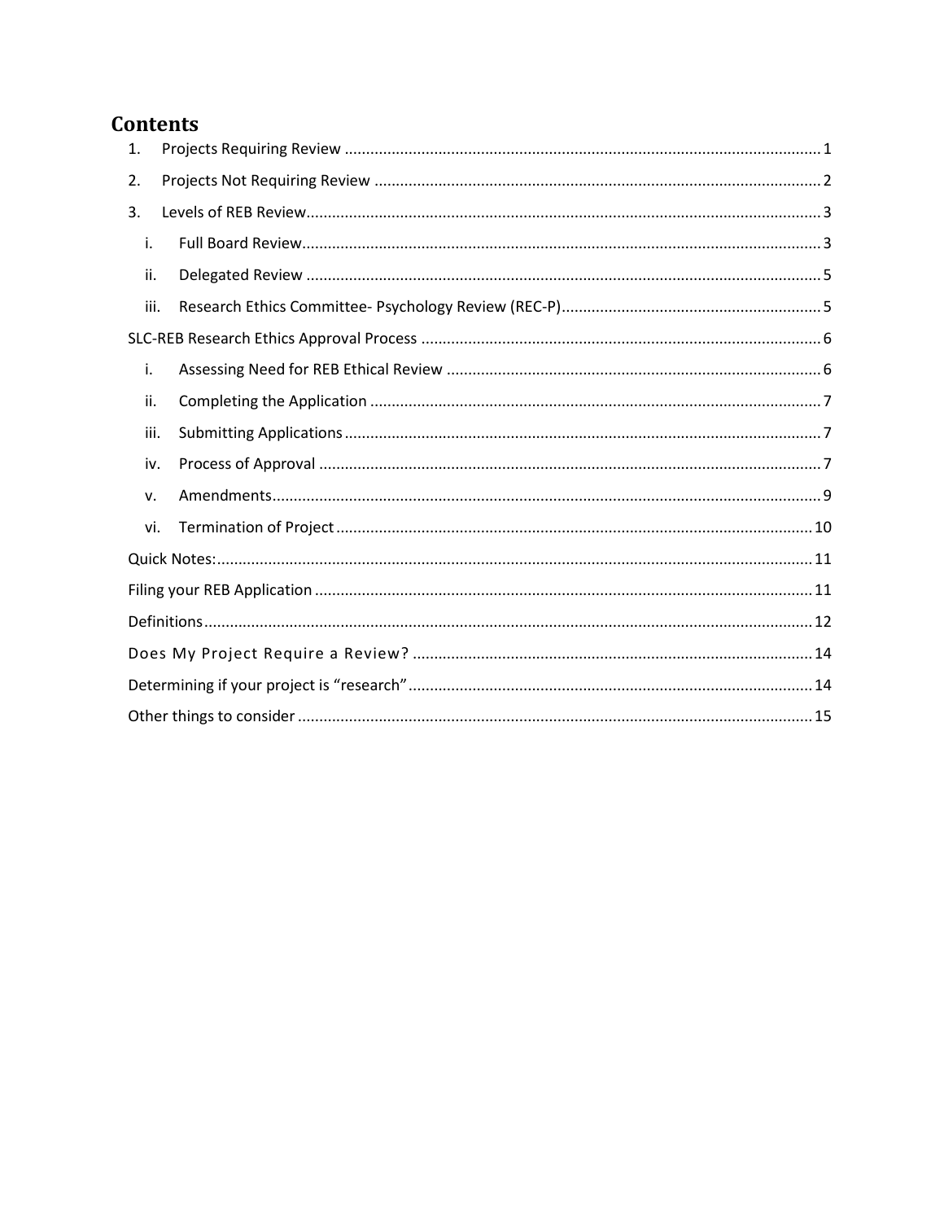# Contents

1. Projects Requiring Review ........................................................................................................ 1
2. Projects Not Requiring Review ................................................................................................ 2
3. Levels of REB Review.............................................................................................................. 3
   - i. Full Board Review.............................................................................................................. 3
   - ii. Delegated Review ............................................................................................................. 5
   - iii. Research Ethics Committee- Psychology Review (REC-P)............................................... 5

SLC-REB Research Ethics Approval Process ............................................................................... 6

- i. Assessing Need for REB Ethical Review ................................................................................ 6
- ii. Completing the Application ................................................................................................. 7
- iii. Submitting Applications...................................................................................................... 7
- iv. Process of Approval ............................................................................................................ 7
- v. Amendments........................................................................................................................ 9
- vi. Termination of Project ....................................................................................................... 10

Quick Notes:................................................................................................................................ 11

Filing your REB Application ....................................................................................................... 11

Definitions................................................................................................................................... 12

Does My Project Require a Review? .......................................................................................... 14

Determining if your project is "research" .................................................................................... 14

Other things to consider ............................................................................................................. 15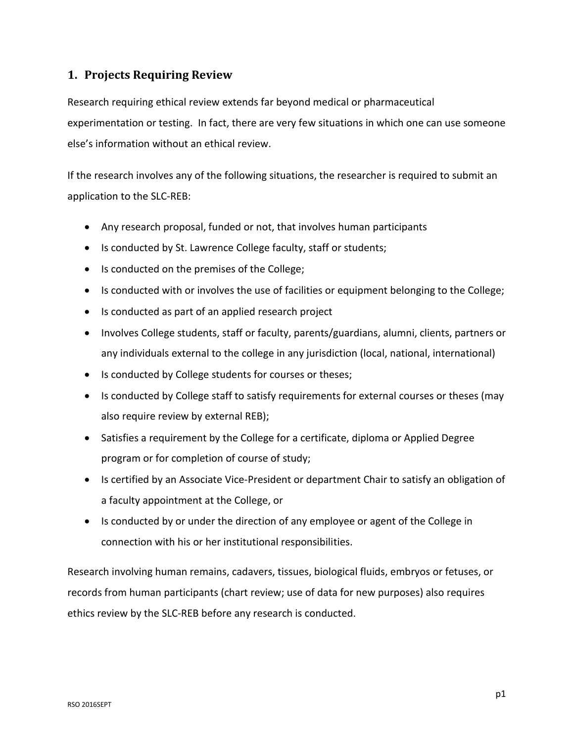## 1. Projects Requiring Review

Research requiring ethical review extends far beyond medical or pharmaceutical experimentation or testing. In fact, there are very few situations in which one can use someone else's information without an ethical review.

If the research involves any of the following situations, the researcher is required to submit an application to the SLC-REB:

- Any research proposal, funded or not, that involves human participants
- Is conducted by St. Lawrence College faculty, staff or students;
- Is conducted on the premises of the College;
- Is conducted with or involves the use of facilities or equipment belonging to the College;
- Is conducted as part of an applied research project
- Involves College students, staff or faculty, parents/guardians, alumni, clients, partners or any individuals external to the college in any jurisdiction (local, national, international)
- Is conducted by College students for courses or theses;
- Is conducted by College staff to satisfy requirements for external courses or theses (may also require review by external REB);
- Satisfies a requirement by the College for a certificate, diploma or Applied Degree program or for completion of course of study;
- Is certified by an Associate Vice-President or department Chair to satisfy an obligation of a faculty appointment at the College, or
- Is conducted by or under the direction of any employee or agent of the College in connection with his or her institutional responsibilities.

Research involving human remains, cadavers, tissues, biological fluids, embryos or fetuses, or records from human participants (chart review; use of data for new purposes) also requires ethics review by the SLC-REB before any research is conducted.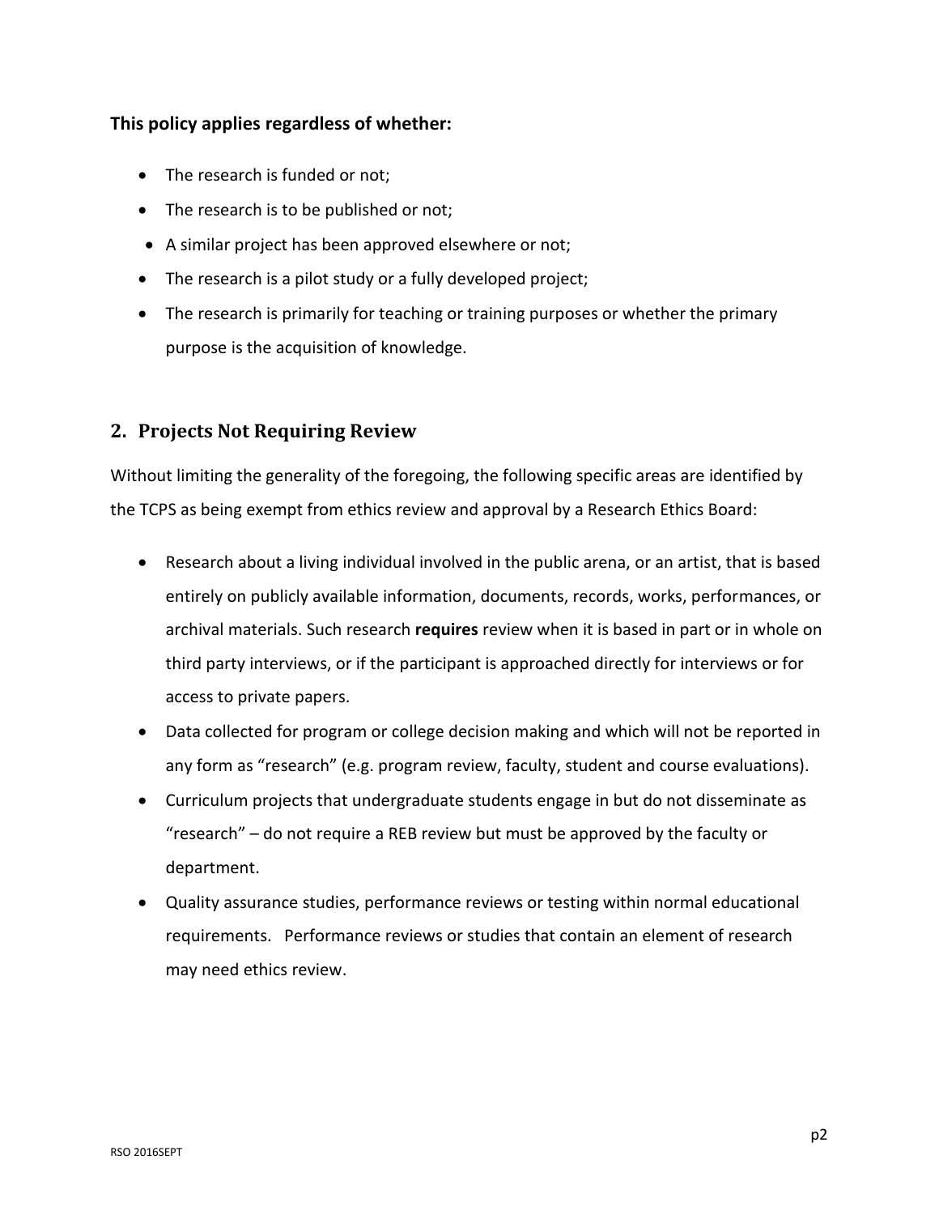**This policy applies regardless of whether:**

- The research is funded or not;
- The research is to be published or not;
- A similar project has been approved elsewhere or not;
- The research is a pilot study or a fully developed project;
- The research is primarily for teaching or training purposes or whether the primary purpose is the acquisition of knowledge.

## 2. Projects Not Requiring Review

Without limiting the generality of the foregoing, the following specific areas are identified by the TCPS as being exempt from ethics review and approval by a Research Ethics Board:

- Research about a living individual involved in the public arena, or an artist, that is based entirely on publicly available information, documents, records, works, performances, or archival materials. Such research **requires** review when it is based in part or in whole on third party interviews, or if the participant is approached directly for interviews or for access to private papers.
- Data collected for program or college decision making and which will not be reported in any form as "research" (e.g. program review, faculty, student and course evaluations).
- Curriculum projects that undergraduate students engage in but do not disseminate as "research" – do not require a REB review but must be approved by the faculty or department.
- Quality assurance studies, performance reviews or testing within normal educational requirements. Performance reviews or studies that contain an element of research may need ethics review.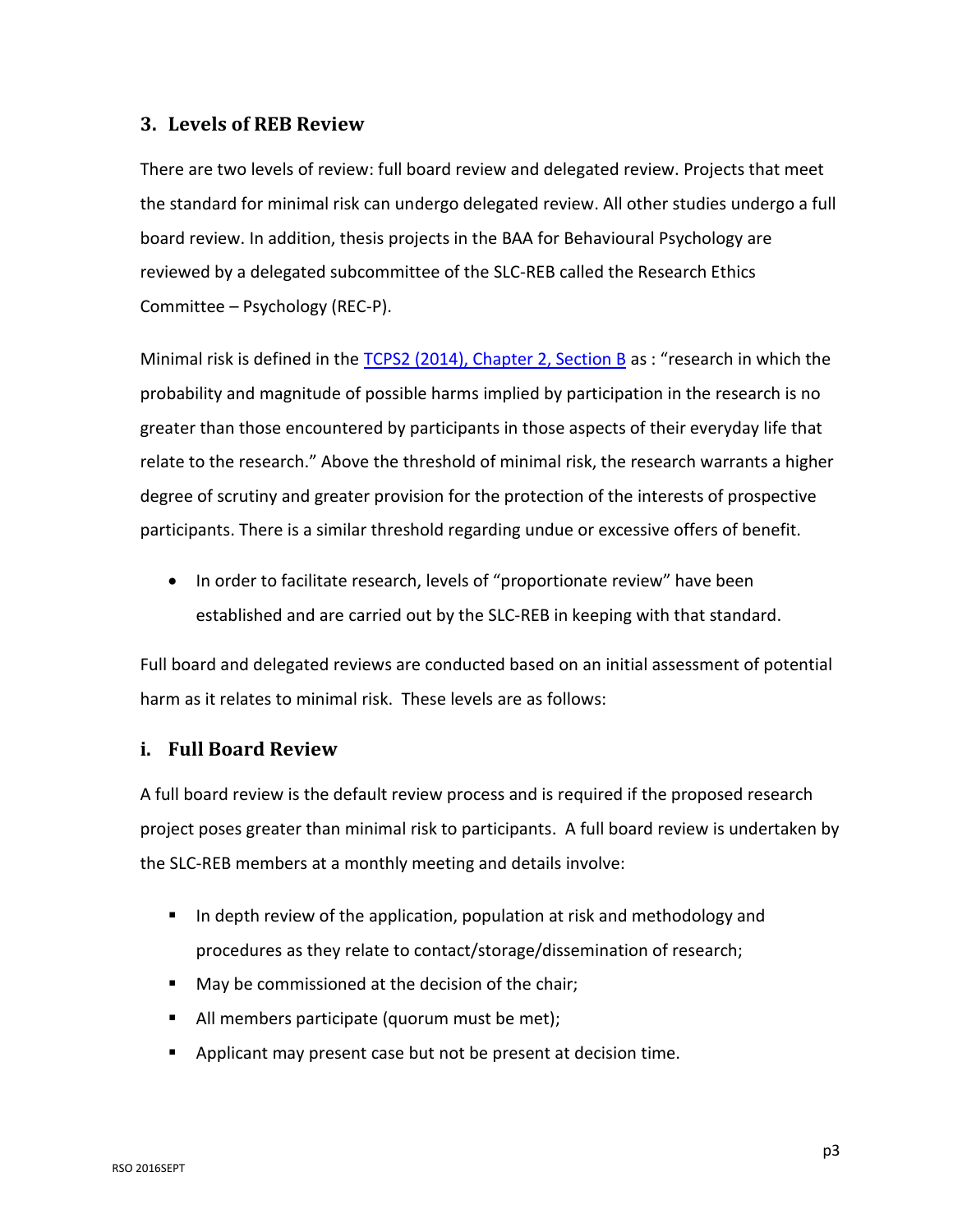## 3. Levels of REB Review

There are two levels of review: full board review and delegated review. Projects that meet the standard for minimal risk can undergo delegated review. All other studies undergo a full board review. In addition, thesis projects in the BAA for Behavioural Psychology are reviewed by a delegated subcommittee of the SLC-REB called the Research Ethics Committee – Psychology (REC-P).

Minimal risk is defined in the TCPS2 (2014), Chapter 2, Section B as : "research in which the probability and magnitude of possible harms implied by participation in the research is no greater than those encountered by participants in those aspects of their everyday life that relate to the research." Above the threshold of minimal risk, the research warrants a higher degree of scrutiny and greater provision for the protection of the interests of prospective participants. There is a similar threshold regarding undue or excessive offers of benefit.

- In order to facilitate research, levels of "proportionate review" have been established and are carried out by the SLC-REB in keeping with that standard.

Full board and delegated reviews are conducted based on an initial assessment of potential harm as it relates to minimal risk. These levels are as follows:

### i. Full Board Review

A full board review is the default review process and is required if the proposed research project poses greater than minimal risk to participants. A full board review is undertaken by the SLC-REB members at a monthly meeting and details involve:

- In depth review of the application, population at risk and methodology and procedures as they relate to contact/storage/dissemination of research;
- May be commissioned at the decision of the chair;
- All members participate (quorum must be met);
- Applicant may present case but not be present at decision time.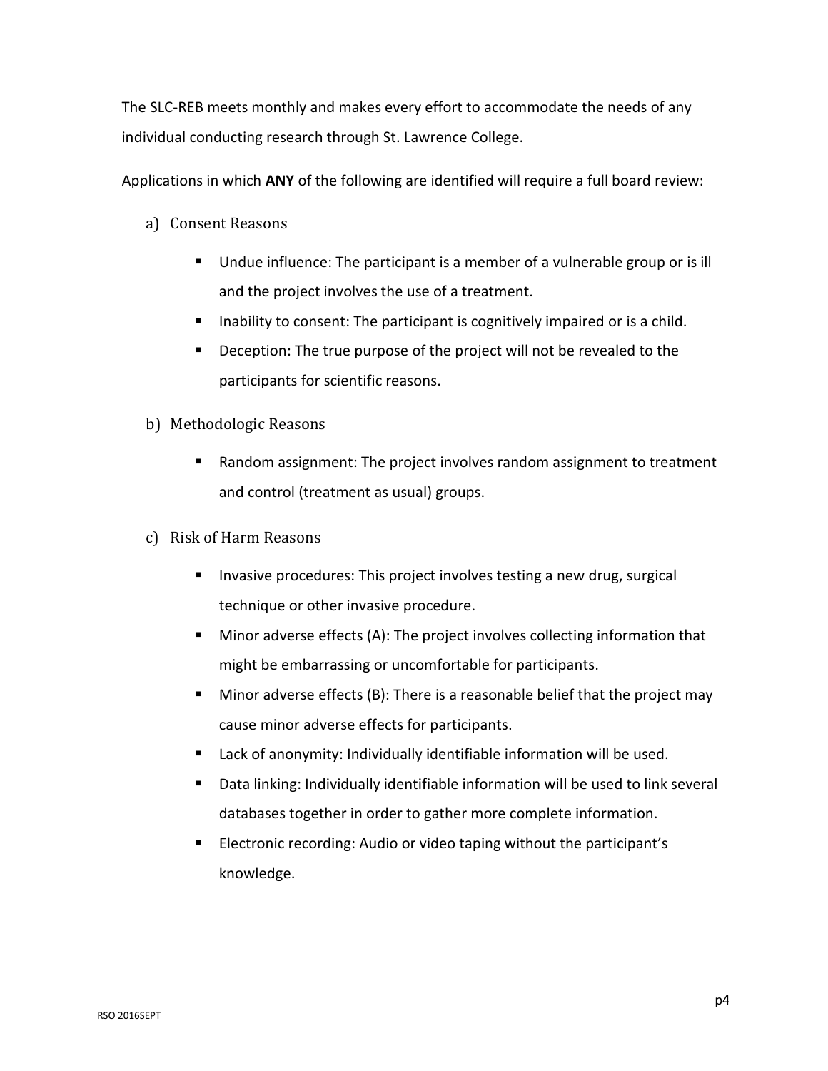The SLC-REB meets monthly and makes every effort to accommodate the needs of any individual conducting research through St. Lawrence College.

Applications in which **ANY** of the following are identified will require a full board review:

a) Consent Reasons

- Undue influence: The participant is a member of a vulnerable group or is ill and the project involves the use of a treatment.
- Inability to consent: The participant is cognitively impaired or is a child.
- Deception: The true purpose of the project will not be revealed to the participants for scientific reasons.

b) Methodologic Reasons

- Random assignment: The project involves random assignment to treatment and control (treatment as usual) groups.

c) Risk of Harm Reasons

- Invasive procedures: This project involves testing a new drug, surgical technique or other invasive procedure.
- Minor adverse effects (A): The project involves collecting information that might be embarrassing or uncomfortable for participants.
- Minor adverse effects (B): There is a reasonable belief that the project may cause minor adverse effects for participants.
- Lack of anonymity: Individually identifiable information will be used.
- Data linking: Individually identifiable information will be used to link several databases together in order to gather more complete information.
- Electronic recording: Audio or video taping without the participant's knowledge.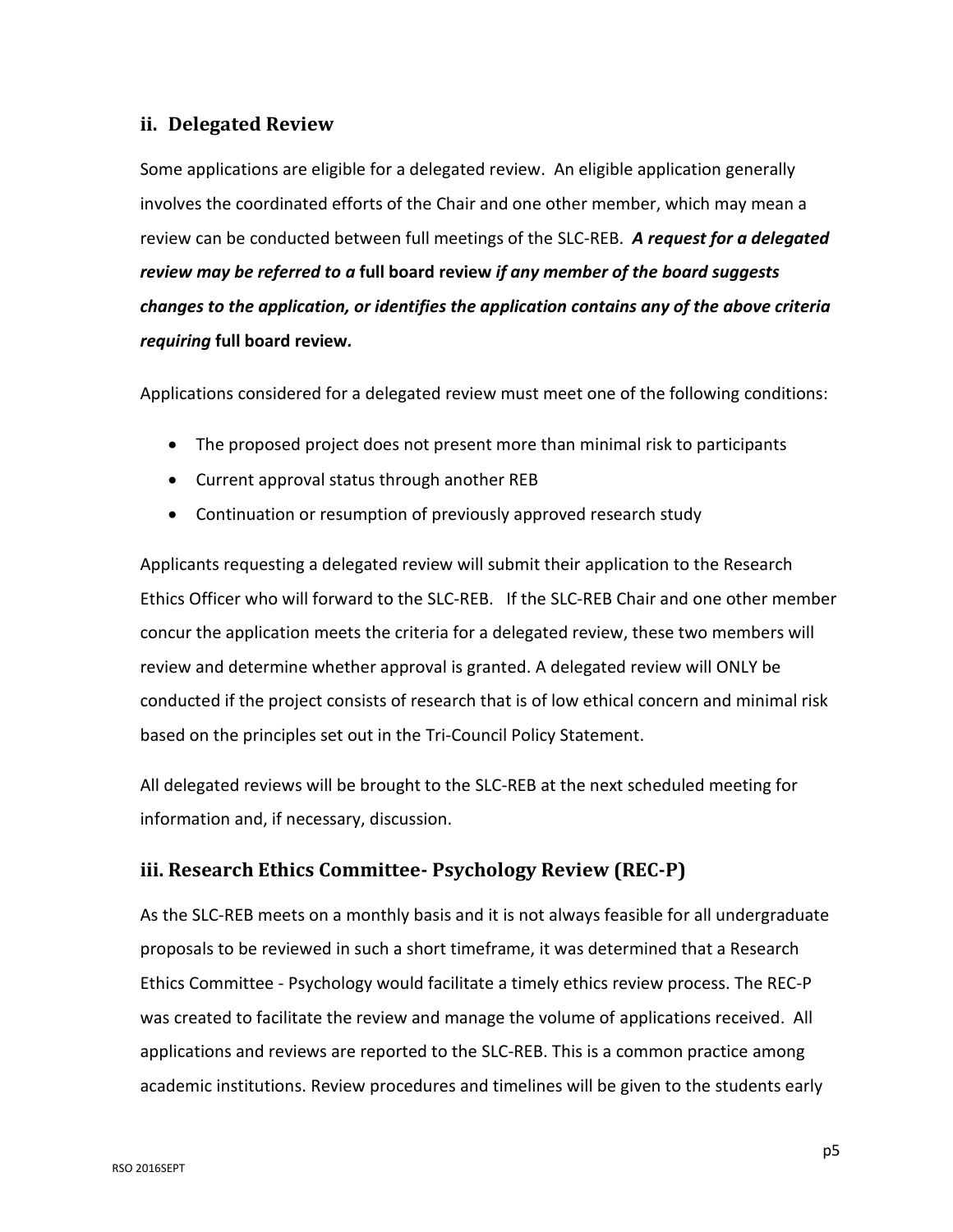## ii. Delegated Review

Some applications are eligible for a delegated review. An eligible application generally involves the coordinated efforts of the Chair and one other member, which may mean a review can be conducted between full meetings of the SLC-REB. ***A request for a delegated review may be referred to a* full board review *if any member of the board suggests changes to the application, or identifies the application contains any of the above criteria requiring* full board review.**

Applications considered for a delegated review must meet one of the following conditions:

- The proposed project does not present more than minimal risk to participants
- Current approval status through another REB
- Continuation or resumption of previously approved research study

Applicants requesting a delegated review will submit their application to the Research Ethics Officer who will forward to the SLC-REB. If the SLC-REB Chair and one other member concur the application meets the criteria for a delegated review, these two members will review and determine whether approval is granted. A delegated review will ONLY be conducted if the project consists of research that is of low ethical concern and minimal risk based on the principles set out in the Tri-Council Policy Statement.

All delegated reviews will be brought to the SLC-REB at the next scheduled meeting for information and, if necessary, discussion.

## iii. Research Ethics Committee- Psychology Review (REC-P)

As the SLC-REB meets on a monthly basis and it is not always feasible for all undergraduate proposals to be reviewed in such a short timeframe, it was determined that a Research Ethics Committee - Psychology would facilitate a timely ethics review process. The REC-P was created to facilitate the review and manage the volume of applications received. All applications and reviews are reported to the SLC-REB. This is a common practice among academic institutions. Review procedures and timelines will be given to the students early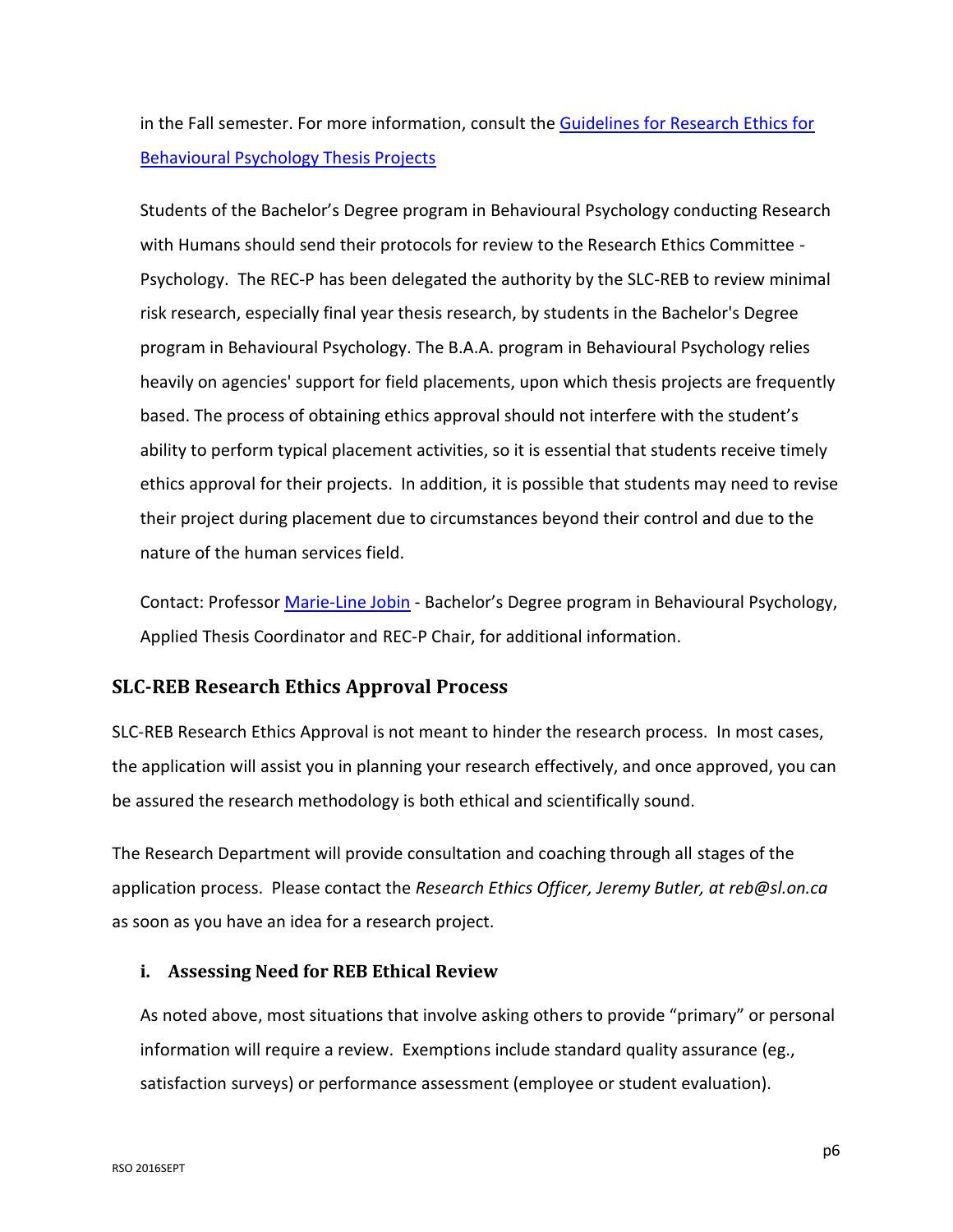in the Fall semester. For more information, consult the Guidelines for Research Ethics for Behavioural Psychology Thesis Projects

Students of the Bachelor's Degree program in Behavioural Psychology conducting Research with Humans should send their protocols for review to the Research Ethics Committee - Psychology. The REC-P has been delegated the authority by the SLC-REB to review minimal risk research, especially final year thesis research, by students in the Bachelor's Degree program in Behavioural Psychology. The B.A.A. program in Behavioural Psychology relies heavily on agencies' support for field placements, upon which thesis projects are frequently based. The process of obtaining ethics approval should not interfere with the student's ability to perform typical placement activities, so it is essential that students receive timely ethics approval for their projects. In addition, it is possible that students may need to revise their project during placement due to circumstances beyond their control and due to the nature of the human services field.

Contact: Professor Marie-Line Jobin - Bachelor's Degree program in Behavioural Psychology, Applied Thesis Coordinator and REC-P Chair, for additional information.

## SLC-REB Research Ethics Approval Process

SLC-REB Research Ethics Approval is not meant to hinder the research process. In most cases, the application will assist you in planning your research effectively, and once approved, you can be assured the research methodology is both ethical and scientifically sound.

The Research Department will provide consultation and coaching through all stages of the application process. Please contact the *Research Ethics Officer, Jeremy Butler, at reb@sl.on.ca* as soon as you have an idea for a research project.

### i. Assessing Need for REB Ethical Review

As noted above, most situations that involve asking others to provide "primary" or personal information will require a review. Exemptions include standard quality assurance (eg., satisfaction surveys) or performance assessment (employee or student evaluation).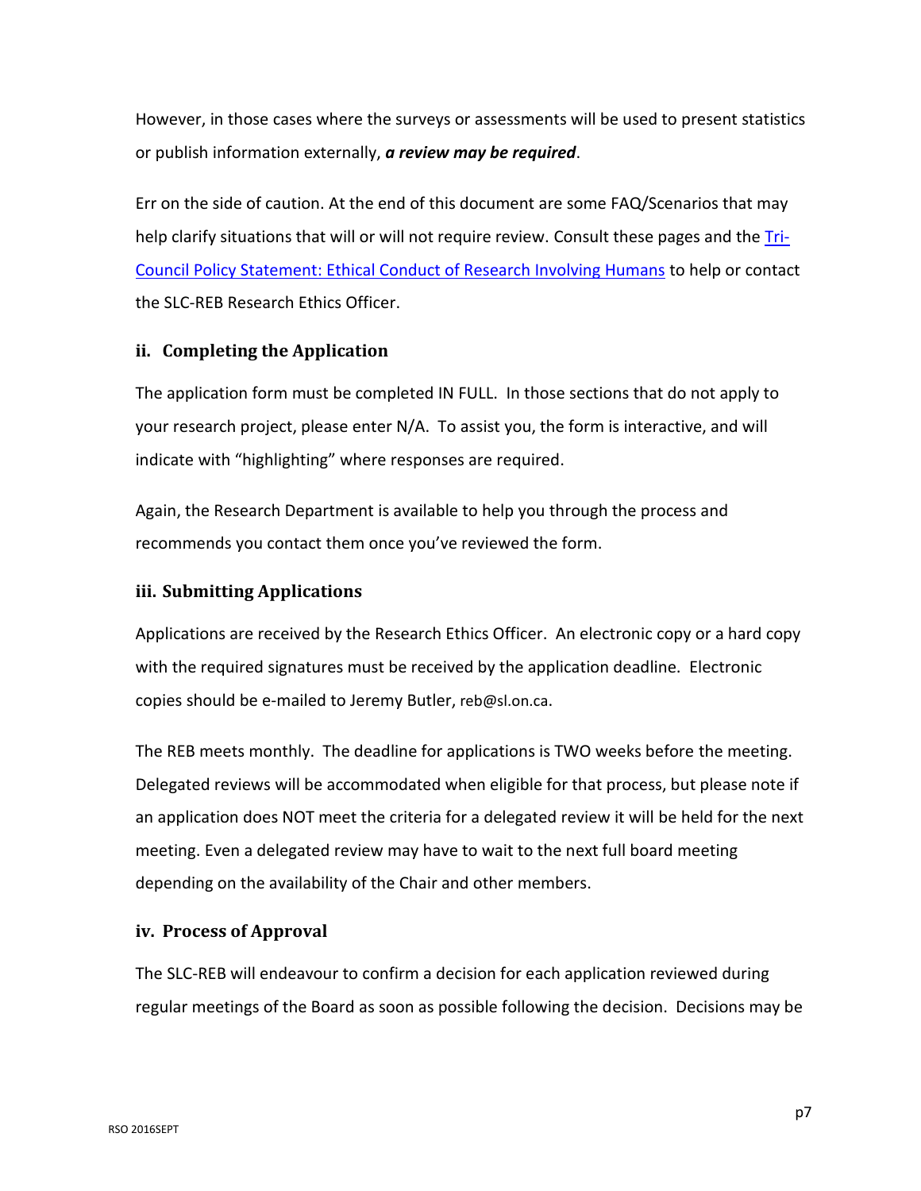However, in those cases where the surveys or assessments will be used to present statistics or publish information externally, ***a review may be required***.

Err on the side of caution. At the end of this document are some FAQ/Scenarios that may help clarify situations that will or will not require review. Consult these pages and the [Tri-Council Policy Statement: Ethical Conduct of Research Involving Humans]() to help or contact the SLC-REB Research Ethics Officer.

### ii. Completing the Application

The application form must be completed IN FULL. In those sections that do not apply to your research project, please enter N/A. To assist you, the form is interactive, and will indicate with "highlighting" where responses are required.

Again, the Research Department is available to help you through the process and recommends you contact them once you've reviewed the form.

### iii. Submitting Applications

Applications are received by the Research Ethics Officer. An electronic copy or a hard copy with the required signatures must be received by the application deadline. Electronic copies should be e-mailed to Jeremy Butler, reb@sl.on.ca.

The REB meets monthly. The deadline for applications is TWO weeks before the meeting. Delegated reviews will be accommodated when eligible for that process, but please note if an application does NOT meet the criteria for a delegated review it will be held for the next meeting. Even a delegated review may have to wait to the next full board meeting depending on the availability of the Chair and other members.

### iv. Process of Approval

The SLC-REB will endeavour to confirm a decision for each application reviewed during regular meetings of the Board as soon as possible following the decision. Decisions may be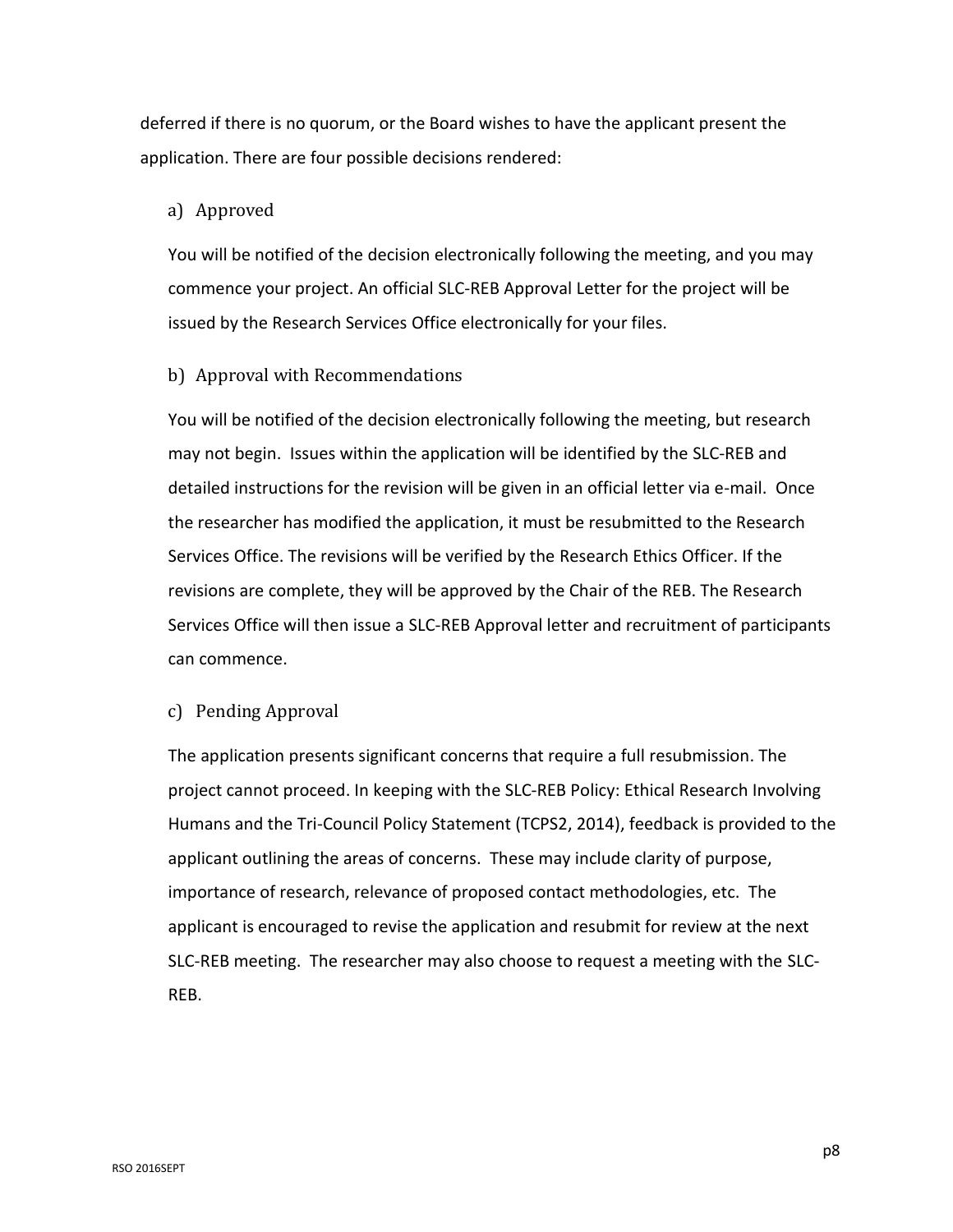deferred if there is no quorum, or the Board wishes to have the applicant present the application. There are four possible decisions rendered:

a) Approved

You will be notified of the decision electronically following the meeting, and you may commence your project. An official SLC-REB Approval Letter for the project will be issued by the Research Services Office electronically for your files.

b) Approval with Recommendations

You will be notified of the decision electronically following the meeting, but research may not begin. Issues within the application will be identified by the SLC-REB and detailed instructions for the revision will be given in an official letter via e-mail. Once the researcher has modified the application, it must be resubmitted to the Research Services Office. The revisions will be verified by the Research Ethics Officer. If the revisions are complete, they will be approved by the Chair of the REB. The Research Services Office will then issue a SLC-REB Approval letter and recruitment of participants can commence.

c) Pending Approval

The application presents significant concerns that require a full resubmission. The project cannot proceed. In keeping with the SLC-REB Policy: Ethical Research Involving Humans and the Tri-Council Policy Statement (TCPS2, 2014), feedback is provided to the applicant outlining the areas of concerns. These may include clarity of purpose, importance of research, relevance of proposed contact methodologies, etc. The applicant is encouraged to revise the application and resubmit for review at the next SLC-REB meeting. The researcher may also choose to request a meeting with the SLC-REB.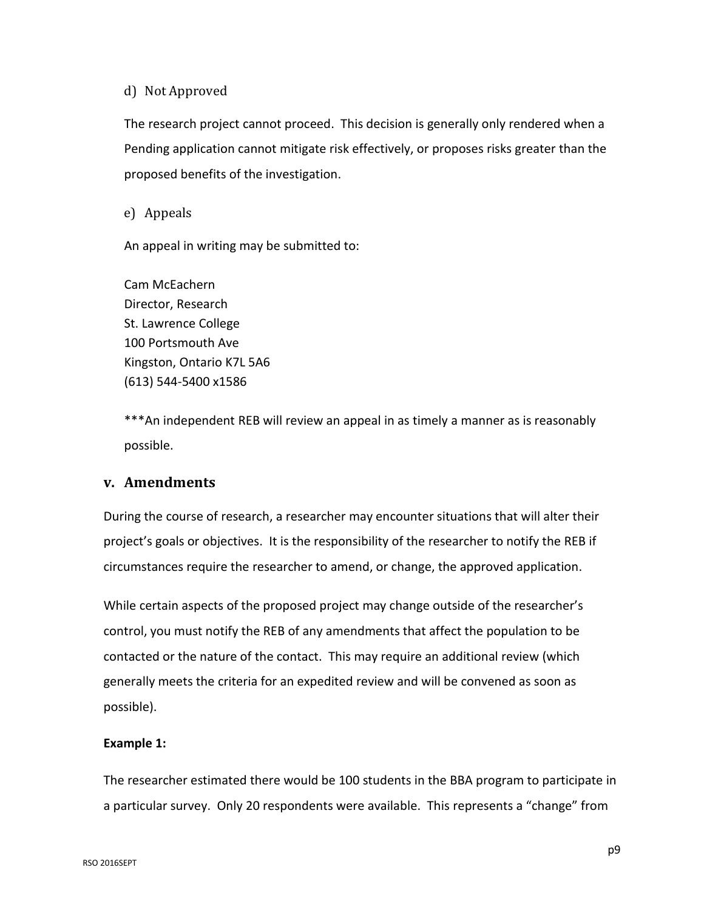### d) Not Approved

The research project cannot proceed. This decision is generally only rendered when a Pending application cannot mitigate risk effectively, or proposes risks greater than the proposed benefits of the investigation.

### e) Appeals

An appeal in writing may be submitted to:

Cam McEachern
Director, Research
St. Lawrence College
100 Portsmouth Ave
Kingston, Ontario K7L 5A6
(613) 544-5400 x1586

***An independent REB will review an appeal in as timely a manner as is reasonably possible.

## v. Amendments

During the course of research, a researcher may encounter situations that will alter their project's goals or objectives. It is the responsibility of the researcher to notify the REB if circumstances require the researcher to amend, or change, the approved application.

While certain aspects of the proposed project may change outside of the researcher's control, you must notify the REB of any amendments that affect the population to be contacted or the nature of the contact. This may require an additional review (which generally meets the criteria for an expedited review and will be convened as soon as possible).

**Example 1:**

The researcher estimated there would be 100 students in the BBA program to participate in a particular survey. Only 20 respondents were available. This represents a "change" from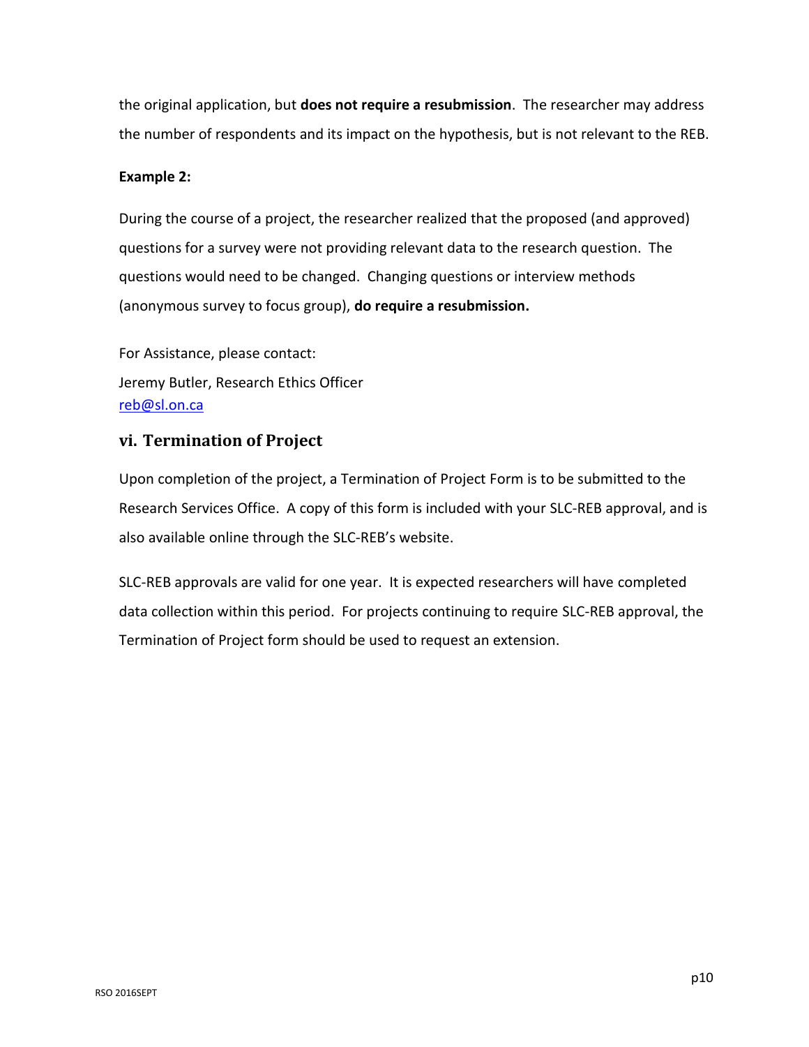the original application, but **does not require a resubmission**. The researcher may address the number of respondents and its impact on the hypothesis, but is not relevant to the REB.

**Example 2:**

During the course of a project, the researcher realized that the proposed (and approved) questions for a survey were not providing relevant data to the research question. The questions would need to be changed. Changing questions or interview methods (anonymous survey to focus group), **do require a resubmission.**

For Assistance, please contact:
Jeremy Butler, Research Ethics Officer
reb@sl.on.ca

### vi. Termination of Project

Upon completion of the project, a Termination of Project Form is to be submitted to the Research Services Office. A copy of this form is included with your SLC-REB approval, and is also available online through the SLC-REB's website.

SLC-REB approvals are valid for one year. It is expected researchers will have completed data collection within this period. For projects continuing to require SLC-REB approval, the Termination of Project form should be used to request an extension.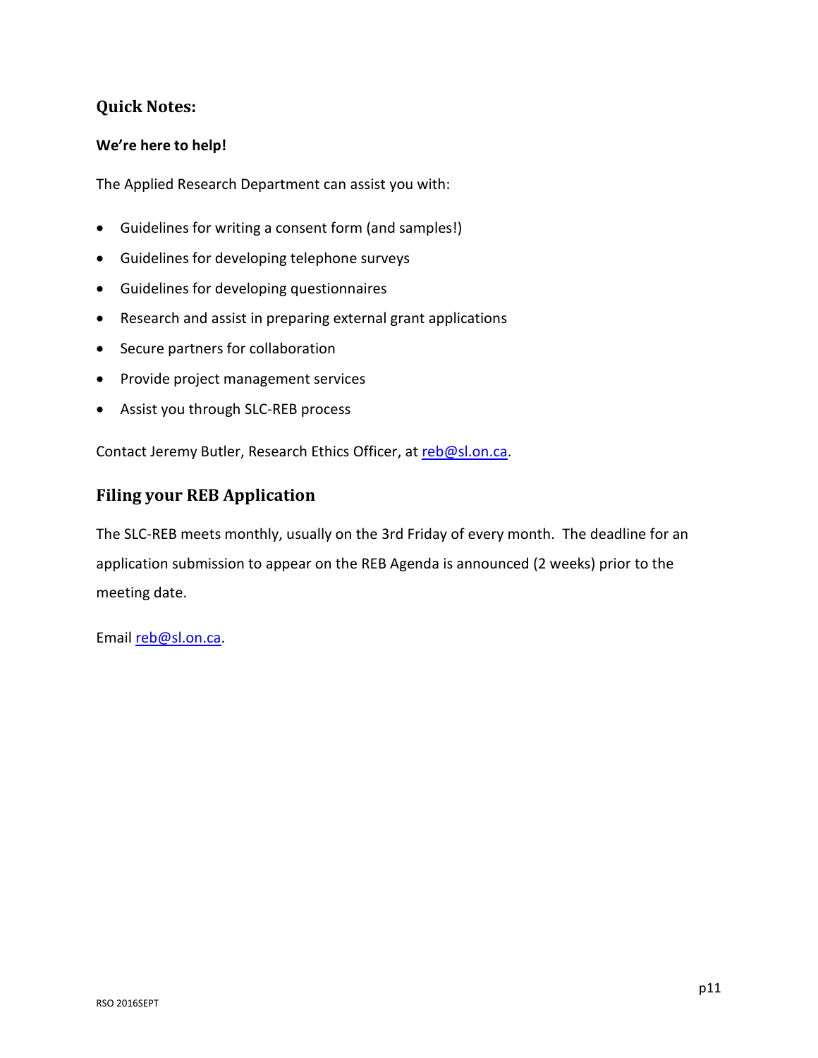## Quick Notes:

**We're here to help!**

The Applied Research Department can assist you with:

- Guidelines for writing a consent form (and samples!)
- Guidelines for developing telephone surveys
- Guidelines for developing questionnaires
- Research and assist in preparing external grant applications
- Secure partners for collaboration
- Provide project management services
- Assist you through SLC-REB process

Contact Jeremy Butler, Research Ethics Officer, at reb@sl.on.ca.

## Filing your REB Application

The SLC-REB meets monthly, usually on the 3rd Friday of every month. The deadline for an application submission to appear on the REB Agenda is announced (2 weeks) prior to the meeting date.

Email reb@sl.on.ca.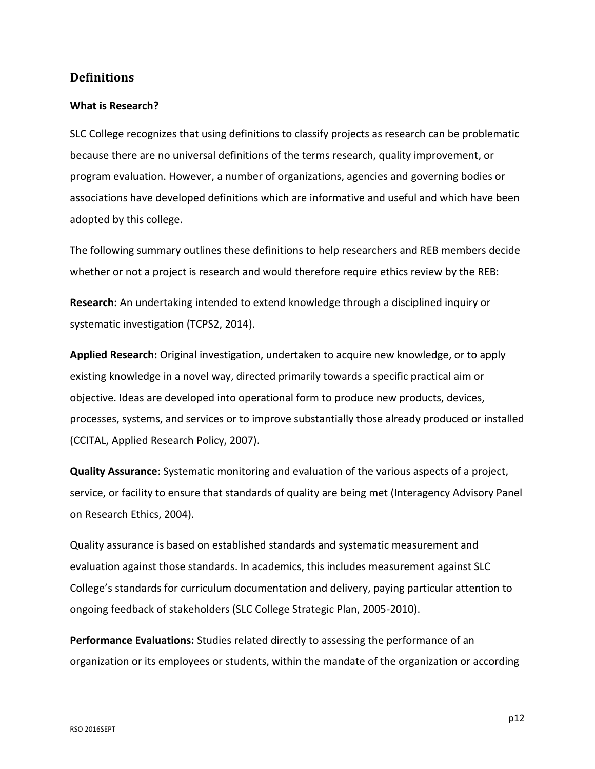## Definitions

### What is Research?

SLC College recognizes that using definitions to classify projects as research can be problematic because there are no universal definitions of the terms research, quality improvement, or program evaluation. However, a number of organizations, agencies and governing bodies or associations have developed definitions which are informative and useful and which have been adopted by this college.

The following summary outlines these definitions to help researchers and REB members decide whether or not a project is research and would therefore require ethics review by the REB:

**Research:** An undertaking intended to extend knowledge through a disciplined inquiry or systematic investigation (TCPS2, 2014).

**Applied Research:** Original investigation, undertaken to acquire new knowledge, or to apply existing knowledge in a novel way, directed primarily towards a specific practical aim or objective. Ideas are developed into operational form to produce new products, devices, processes, systems, and services or to improve substantially those already produced or installed (CCITAL, Applied Research Policy, 2007).

**Quality Assurance**: Systematic monitoring and evaluation of the various aspects of a project, service, or facility to ensure that standards of quality are being met (Interagency Advisory Panel on Research Ethics, 2004).

Quality assurance is based on established standards and systematic measurement and evaluation against those standards. In academics, this includes measurement against SLC College's standards for curriculum documentation and delivery, paying particular attention to ongoing feedback of stakeholders (SLC College Strategic Plan, 2005-2010).

**Performance Evaluations:** Studies related directly to assessing the performance of an organization or its employees or students, within the mandate of the organization or according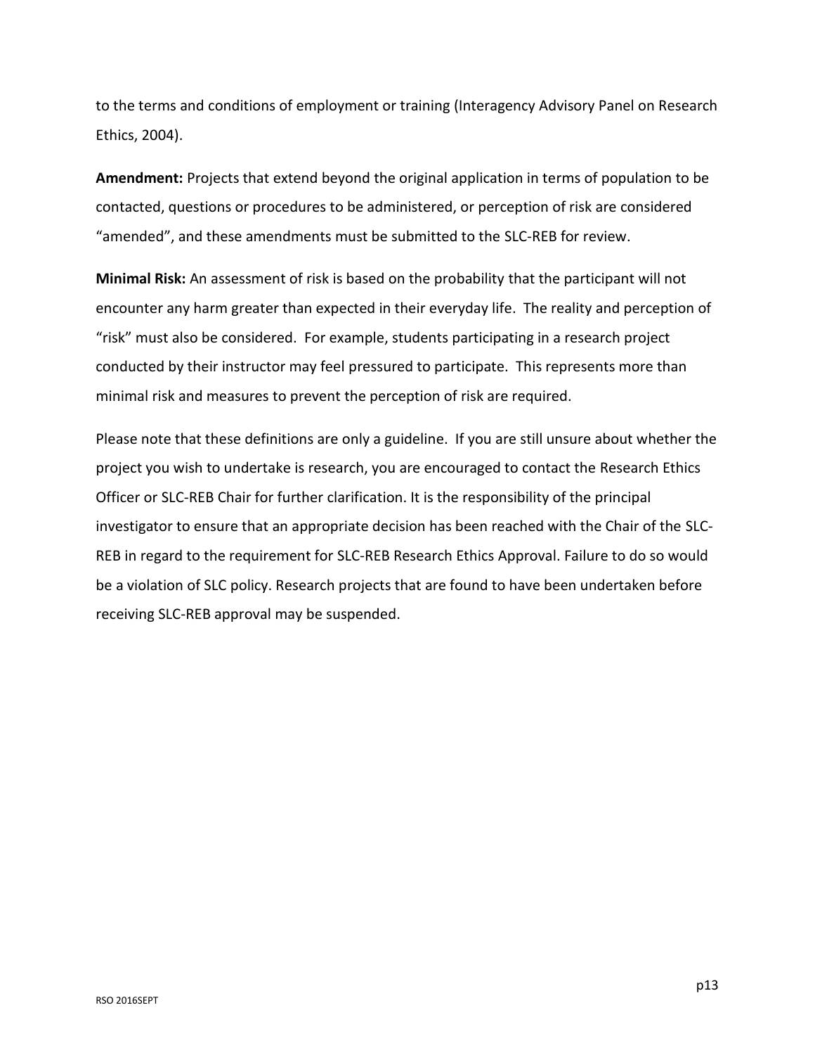to the terms and conditions of employment or training (Interagency Advisory Panel on Research Ethics, 2004).

**Amendment:** Projects that extend beyond the original application in terms of population to be contacted, questions or procedures to be administered, or perception of risk are considered "amended", and these amendments must be submitted to the SLC-REB for review.

**Minimal Risk:** An assessment of risk is based on the probability that the participant will not encounter any harm greater than expected in their everyday life. The reality and perception of "risk" must also be considered. For example, students participating in a research project conducted by their instructor may feel pressured to participate. This represents more than minimal risk and measures to prevent the perception of risk are required.

Please note that these definitions are only a guideline. If you are still unsure about whether the project you wish to undertake is research, you are encouraged to contact the Research Ethics Officer or SLC-REB Chair for further clarification. It is the responsibility of the principal investigator to ensure that an appropriate decision has been reached with the Chair of the SLC-REB in regard to the requirement for SLC-REB Research Ethics Approval. Failure to do so would be a violation of SLC policy. Research projects that are found to have been undertaken before receiving SLC-REB approval may be suspended.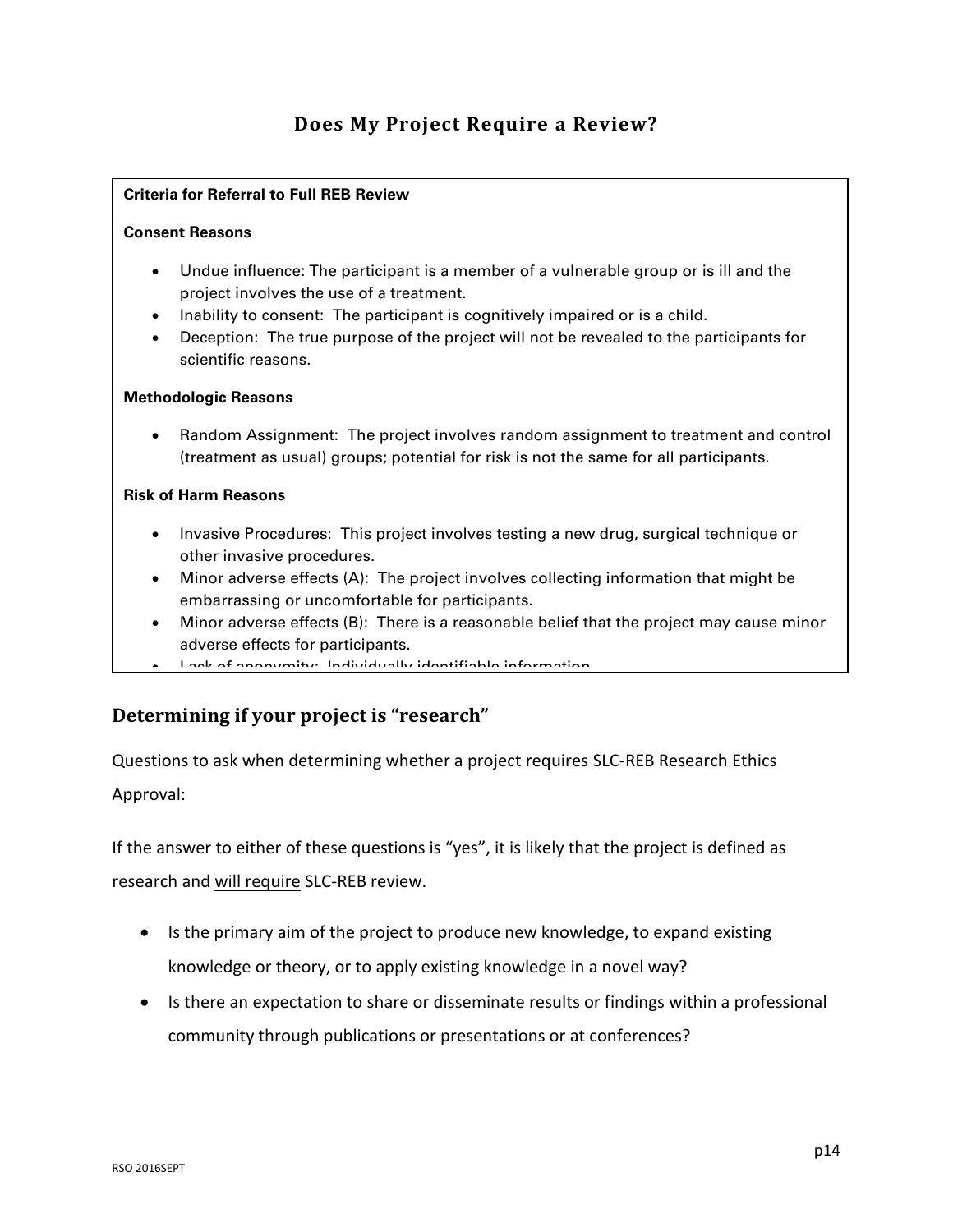# Does My Project Require a Review?

**Criteria for Referral to Full REB Review**

**Consent Reasons**

- Undue influence: The participant is a member of a vulnerable group or is ill and the project involves the use of a treatment.
- Inability to consent: The participant is cognitively impaired or is a child.
- Deception: The true purpose of the project will not be revealed to the participants for scientific reasons.

**Methodologic Reasons**

- Random Assignment: The project involves random assignment to treatment and control (treatment as usual) groups; potential for risk is not the same for all participants.

**Risk of Harm Reasons**

- Invasive Procedures: This project involves testing a new drug, surgical technique or other invasive procedures.
- Minor adverse effects (A): The project involves collecting information that might be embarrassing or uncomfortable for participants.
- Minor adverse effects (B): There is a reasonable belief that the project may cause minor adverse effects for participants.
- Lack of anonymity: Individually identifiable information

## Determining if your project is "research"

Questions to ask when determining whether a project requires SLC-REB Research Ethics Approval:

If the answer to either of these questions is "yes", it is likely that the project is defined as research and will require SLC-REB review.

- Is the primary aim of the project to produce new knowledge, to expand existing knowledge or theory, or to apply existing knowledge in a novel way?
- Is there an expectation to share or disseminate results or findings within a professional community through publications or presentations or at conferences?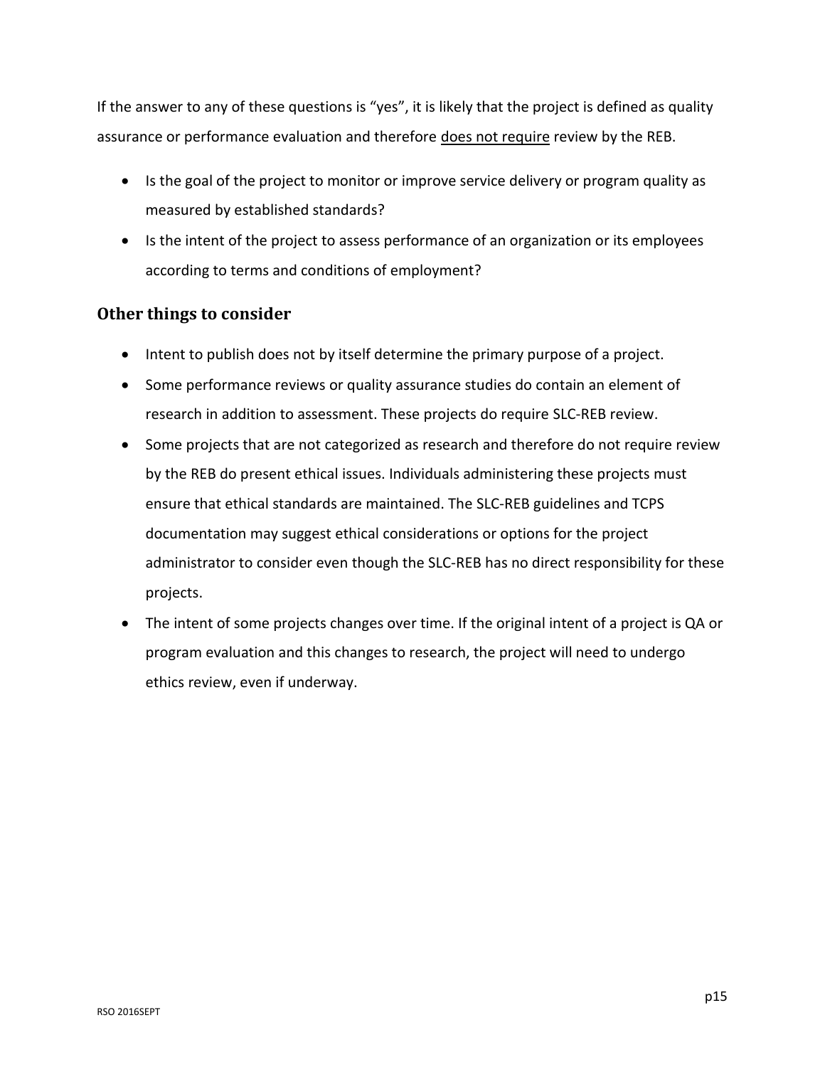If the answer to any of these questions is "yes", it is likely that the project is defined as quality assurance or performance evaluation and therefore <u>does not require</u> review by the REB.

- Is the goal of the project to monitor or improve service delivery or program quality as measured by established standards?
- Is the intent of the project to assess performance of an organization or its employees according to terms and conditions of employment?

## Other things to consider

- Intent to publish does not by itself determine the primary purpose of a project.
- Some performance reviews or quality assurance studies do contain an element of research in addition to assessment. These projects do require SLC-REB review.
- Some projects that are not categorized as research and therefore do not require review by the REB do present ethical issues. Individuals administering these projects must ensure that ethical standards are maintained. The SLC-REB guidelines and TCPS documentation may suggest ethical considerations or options for the project administrator to consider even though the SLC-REB has no direct responsibility for these projects.
- The intent of some projects changes over time. If the original intent of a project is QA or program evaluation and this changes to research, the project will need to undergo ethics review, even if underway.